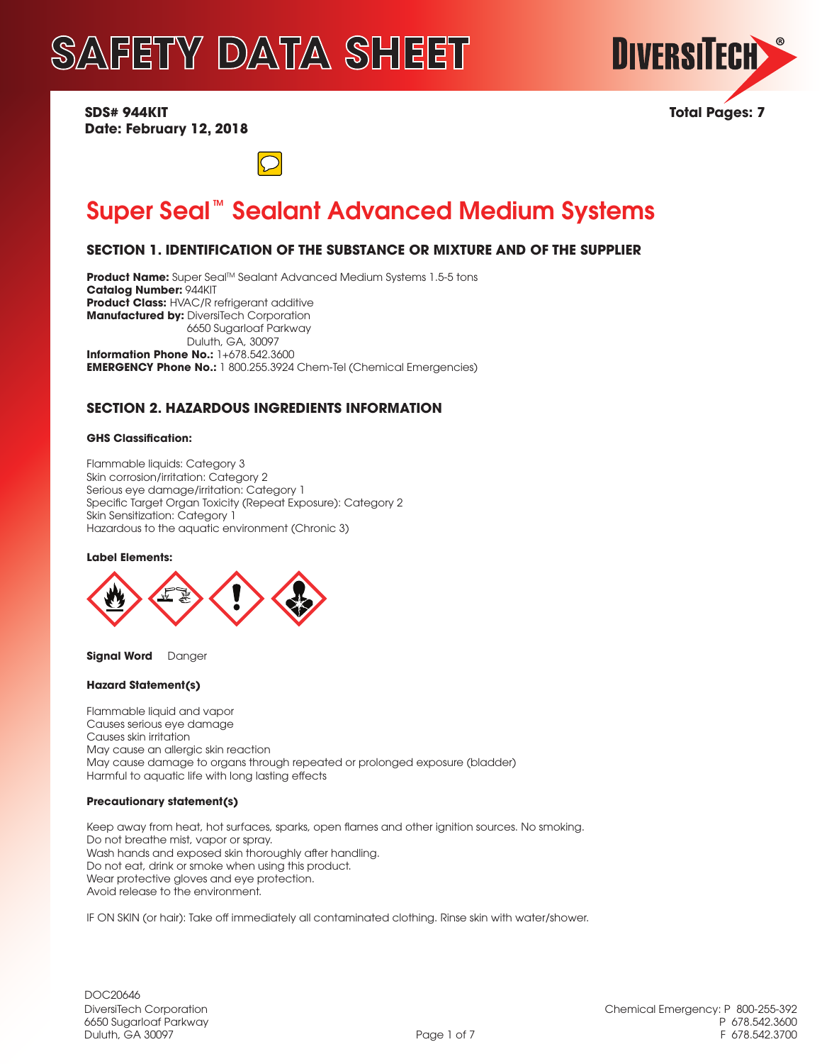# SAFETY DATA SHEET

**SDS# 944KIT**
**Date: February 12, 2018**

**Total Pages: 7**

## Super Seal™ Sealant Advanced Medium Systems

### SECTION 1. IDENTIFICATION OF THE SUBSTANCE OR MIXTURE AND OF THE SUPPLIER

**Product Name:** Super Seal™ Sealant Advanced Medium Systems 1.5-5 tons
**Catalog Number:** 944KIT
**Product Class:** HVAC/R refrigerant additive
**Manufactured by:** DiversiTech Corporation
6650 Sugarloaf Parkway
Duluth, GA, 30097
**Information Phone No.:** 1+678.542.3600
**EMERGENCY Phone No.:** 1 800.255.3924 Chem-Tel (Chemical Emergencies)

### SECTION 2. HAZARDOUS INGREDIENTS INFORMATION

**GHS Classification:**

Flammable liquids: Category 3
Skin corrosion/irritation: Category 2
Serious eye damage/irritation: Category 1
Specific Target Organ Toxicity (Repeat Exposure): Category 2
Skin Sensitization: Category 1
Hazardous to the aquatic environment (Chronic 3)

**Label Elements:**

**Signal Word** Danger

**Hazard Statement(s)**

Flammable liquid and vapor
Causes serious eye damage
Causes skin irritation
May cause an allergic skin reaction
May cause damage to organs through repeated or prolonged exposure (bladder)
Harmful to aquatic life with long lasting effects

**Precautionary statement(s)**

Keep away from heat, hot surfaces, sparks, open flames and other ignition sources. No smoking.
Do not breathe mist, vapor or spray.
Wash hands and exposed skin thoroughly after handling.
Do not eat, drink or smoke when using this product.
Wear protective gloves and eye protection.
Avoid release to the environment.

IF ON SKIN (or hair): Take off immediately all contaminated clothing. Rinse skin with water/shower.

DOC20646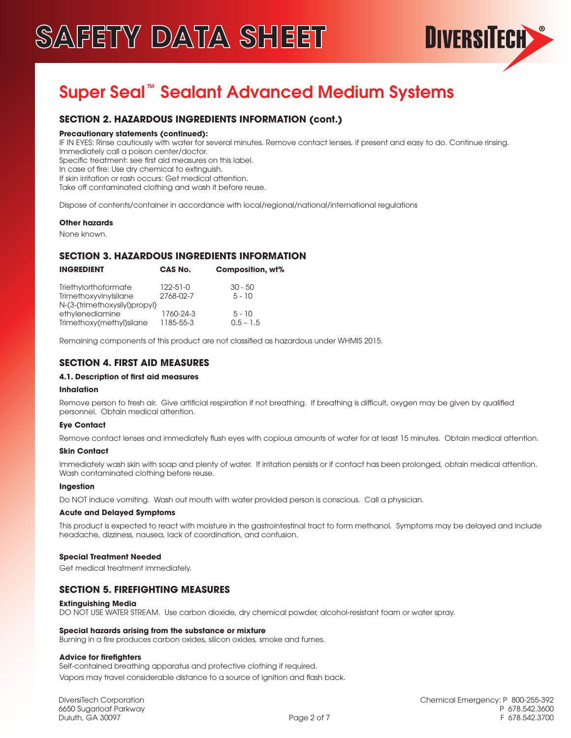# Super Seal™ Sealant Advanced Medium Systems

## SECTION 2. HAZARDOUS INGREDIENTS INFORMATION (cont.)

**Precautionary statements (continued):**

IF IN EYES: Rinse cautiously with water for several minutes. Remove contact lenses, if present and easy to do. Continue rinsing.
Immediately call a poison center/doctor.
Specific treatment: see first aid measures on this label.
In case of fire: Use dry chemical to extinguish.
If skin irritation or rash occurs: Get medical attention.
Take off contaminated clothing and wash it before reuse.

Dispose of contents/container in accordance with local/regional/national/international regulations

**Other hazards**

None known.

## SECTION 3. HAZARDOUS INGREDIENTS INFORMATION

| INGREDIENT | CAS No. | Composition, wt% |
|---|---|---|
| Triethylorthoformate | 122-51-0 | 30 - 50 |
| Trimethoxyvinylsilane | 2768-02-7 | 5 - 10 |
| N-(3-(trimethoxysilyl)propyl) ethylenediamine | 1760-24-3 | 5 - 10 |
| Trimethoxy(methyl)silane | 1185-55-3 | 0.5 – 1.5 |

Remaining components of this product are not classified as hazardous under WHMIS 2015.

## SECTION 4. FIRST AID MEASURES

### 4.1. Description of first aid measures

**Inhalation**

Remove person to fresh air. Give artificial respiration if not breathing. If breathing is difficult, oxygen may be given by qualified personnel. Obtain medical attention.

**Eye Contact**

Remove contact lenses and immediately flush eyes with copious amounts of water for at least 15 minutes. Obtain medical attention.

**Skin Contact**

Immediately wash skin with soap and plenty of water. If irritation persists or if contact has been prolonged, obtain medical attention. Wash contaminated clothing before reuse.

**Ingestion**

Do NOT induce vomiting. Wash out mouth with water provided person is conscious. Call a physician.

**Acute and Delayed Symptoms**

This product is expected to react with moisture in the gastrointestinal tract to form methanol. Symptoms may be delayed and include headache, dizziness, nausea, lack of coordination, and confusion.

**Special Treatment Needed**

Get medical treatment immediately.

## SECTION 5. FIREFIGHTING MEASURES

**Extinguishing Media**

DO NOT USE WATER STREAM. Use carbon dioxide, dry chemical powder, alcohol-resistant foam or water spray.

**Special hazards arising from the substance or mixture**

Burning in a fire produces carbon oxides, silicon oxides, smoke and fumes.

**Advice for firefighters**

Self-contained breathing apparatus and protective clothing if required.
Vapors may travel considerable distance to a source of ignition and flash back.

DiversiTech Corporation
6650 Sugarloaf Parkway
Duluth, GA 30097

Chemical Emergency: P 800-255-392
P 678.542.3600
F 678.542.3700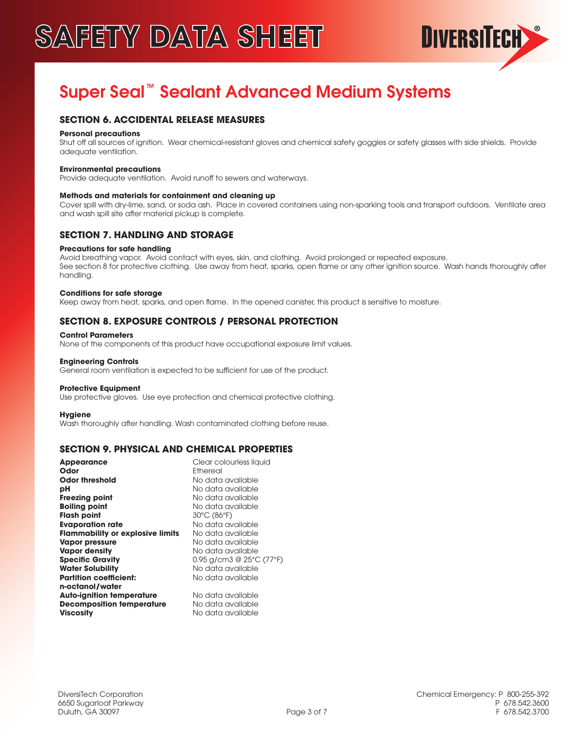# Super Seal™ Sealant Advanced Medium Systems

## SECTION 6. ACCIDENTAL RELEASE MEASURES

**Personal precautions**
Shut off all sources of ignition. Wear chemical-resistant gloves and chemical safety goggles or safety glasses with side shields. Provide adequate ventilation.

**Environmental precautions**
Provide adequate ventilation. Avoid runoff to sewers and waterways.

**Methods and materials for containment and cleaning up**
Cover spill with dry-lime, sand, or soda ash. Place in covered containers using non-sparking tools and transport outdoors. Ventilate area and wash spill site after material pickup is complete.

## SECTION 7. HANDLING AND STORAGE

**Precautions for safe handling**
Avoid breathing vapor. Avoid contact with eyes, skin, and clothing. Avoid prolonged or repeated exposure.
See section 8 for protective clothing. Use away from heat, sparks, open flame or any other ignition source. Wash hands thoroughly after handling.

**Conditions for safe storage**
Keep away from heat, sparks, and open flame. In the opened canister, this product is sensitive to moisture.

## SECTION 8. EXPOSURE CONTROLS / PERSONAL PROTECTION

**Control Parameters**
None of the components of this product have occupational exposure limit values.

**Engineering Controls**
General room ventilation is expected to be sufficient for use of the product.

**Protective Equipment**
Use protective gloves. Use eye protection and chemical protective clothing.

**Hygiene**
Wash thoroughly after handling. Wash contaminated clothing before reuse.

## SECTION 9. PHYSICAL AND CHEMICAL PROPERTIES

| | |
|---|---|
| **Appearance** | Clear colourless liquid |
| **Odor** | Ethereal |
| **Odor threshold** | No data available |
| **pH** | No data available |
| **Freezing point** | No data available |
| **Boiling point** | No data available |
| **Flash point** | 30°C (86°F) |
| **Evaporation rate** | No data available |
| **Flammability or explosive limits** | No data available |
| **Vapor pressure** | No data available |
| **Vapor density** | No data available |
| **Specific Gravity** | 0.95 g/cm3 @ 25°C (77°F) |
| **Water Solubility** | No data available |
| **Partition coefficient: n-octanol/water** | No data available |
| **Auto-ignition temperature** | No data available |
| **Decomposition temperature** | No data available |
| **Viscosity** | No data available |

DiversiTech Corporation
6650 Sugarloaf Parkway
Duluth, GA 30097

Chemical Emergency: P 800-255-392
P 678.542.3600
F 678.542.3700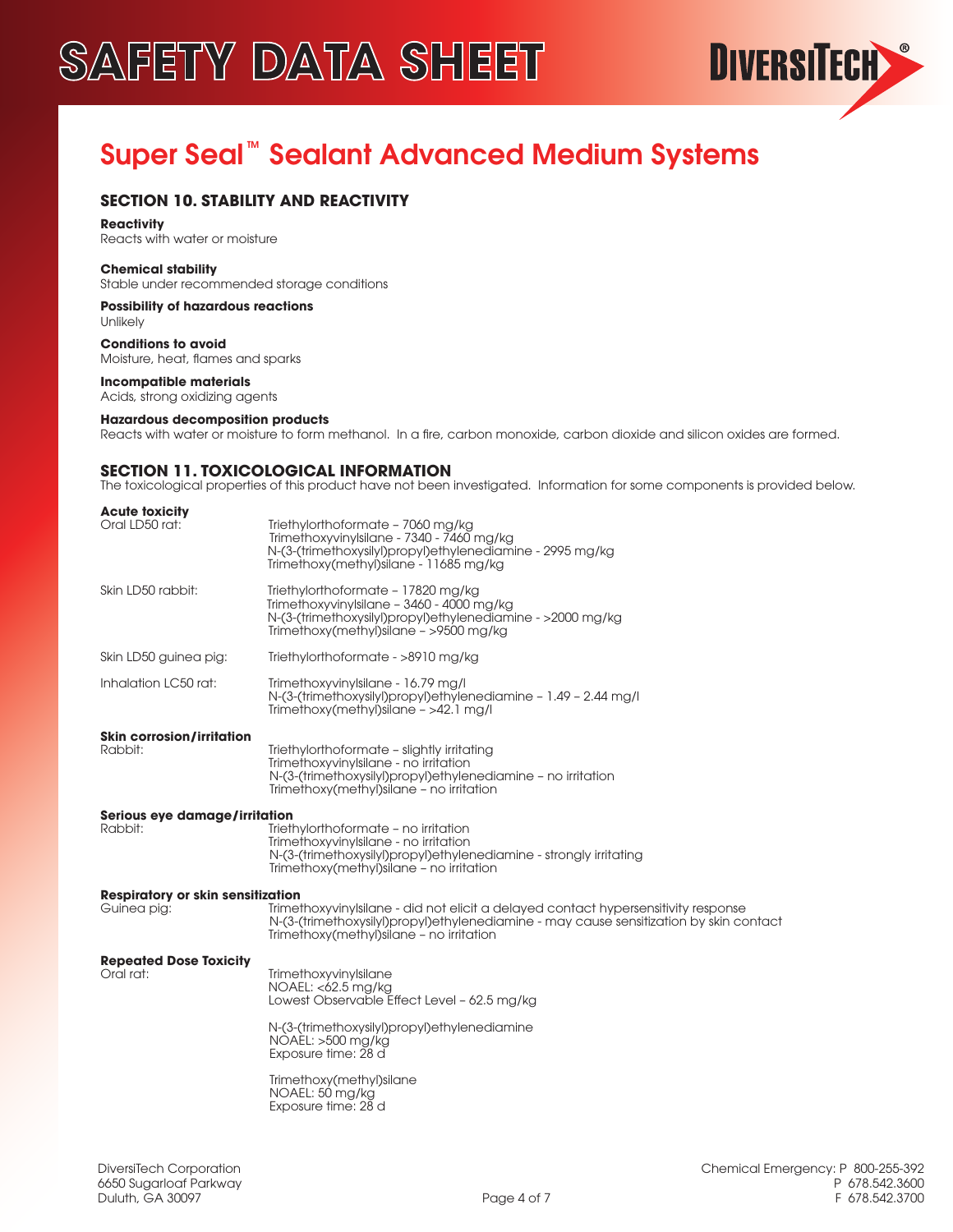# Super Seal™ Sealant Advanced Medium Systems

## SECTION 10. STABILITY AND REACTIVITY

**Reactivity**
Reacts with water or moisture

**Chemical stability**
Stable under recommended storage conditions

**Possibility of hazardous reactions**
Unlikely

**Conditions to avoid**
Moisture, heat, flames and sparks

**Incompatible materials**
Acids, strong oxidizing agents

**Hazardous decomposition products**
Reacts with water or moisture to form methanol. In a fire, carbon monoxide, carbon dioxide and silicon oxides are formed.

## SECTION 11. TOXICOLOGICAL INFORMATION

The toxicological properties of this product have not been investigated. Information for some components is provided below.

**Acute toxicity**

| | |
|---|---|
| Oral LD50 rat: | Triethylorthoformate – 7060 mg/kg<br>Trimethoxyvinylsilane - 7340 - 7460 mg/kg<br>N-(3-(trimethoxysilyl)propyl)ethylenediamine - 2995 mg/kg<br>Trimethoxy(methyl)silane - 11685 mg/kg |
| Skin LD50 rabbit: | Triethylorthoformate – 17820 mg/kg<br>Trimethoxyvinylsilane – 3460 - 4000 mg/kg<br>N-(3-(trimethoxysilyl)propyl)ethylenediamine - >2000 mg/kg<br>Trimethoxy(methyl)silane – >9500 mg/kg |
| Skin LD50 guinea pig: | Triethylorthoformate - >8910 mg/kg |
| Inhalation LC50 rat: | Trimethoxyvinylsilane - 16.79 mg/l<br>N-(3-(trimethoxysilyl)propyl)ethylenediamine – 1.49 – 2.44 mg/l<br>Trimethoxy(methyl)silane – >42.1 mg/l |

**Skin corrosion/irritation**

| | |
|---|---|
| Rabbit: | Triethylorthoformate – slightly irritating<br>Trimethoxyvinylsilane - no irritation<br>N-(3-(trimethoxysilyl)propyl)ethylenediamine – no irritation<br>Trimethoxy(methyl)silane – no irritation |

**Serious eye damage/irritation**

| | |
|---|---|
| Rabbit: | Triethylorthoformate – no irritation<br>Trimethoxyvinylsilane - no irritation<br>N-(3-(trimethoxysilyl)propyl)ethylenediamine - strongly irritating<br>Trimethoxy(methyl)silane – no irritation |

**Respiratory or skin sensitization**

| | |
|---|---|
| Guinea pig: | Trimethoxyvinylsilane - did not elicit a delayed contact hypersensitivity response<br>N-(3-(trimethoxysilyl)propyl)ethylenediamine - may cause sensitization by skin contact<br>Trimethoxy(methyl)silane – no irritation |

**Repeated Dose Toxicity**

| | |
|---|---|
| Oral rat: | Trimethoxyvinylsilane<br>NOAEL: <62.5 mg/kg<br>Lowest Observable Effect Level – 62.5 mg/kg |
| | N-(3-(trimethoxysilyl)propyl)ethylenediamine<br>NOAEL: >500 mg/kg<br>Exposure time: 28 d |
| | Trimethoxy(methyl)silane<br>NOAEL: 50 mg/kg<br>Exposure time: 28 d |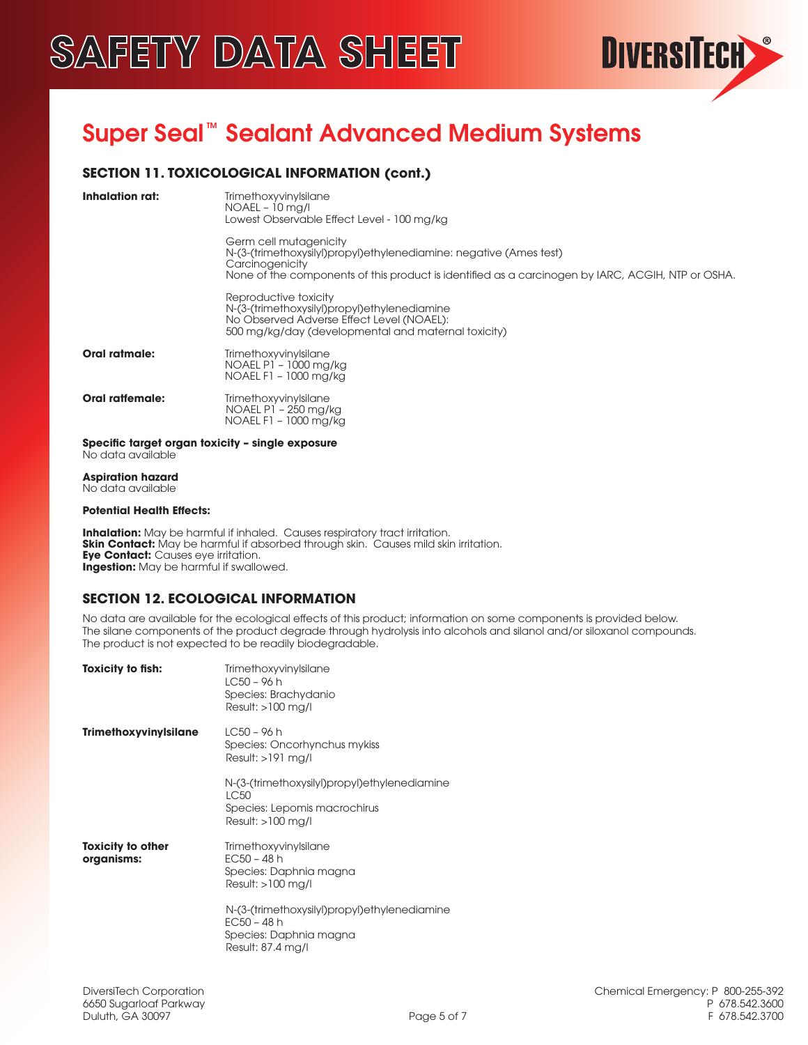# Super Seal™ Sealant Advanced Medium Systems

## SECTION 11. TOXICOLOGICAL INFORMATION (cont.)

**Inhalation rat:** Trimethoxyvinylsilane
NOAEL – 10 mg/l
Lowest Observable Effect Level - 100 mg/kg

Germ cell mutagenicity
N-(3-(trimethoxysilyl)propyl)ethylenediamine: negative (Ames test)
Carcinogenicity
None of the components of this product is identified as a carcinogen by IARC, ACGIH, NTP or OSHA.

Reproductive toxicity
N-(3-(trimethoxysilyl)propyl)ethylenediamine
No Observed Adverse Effect Level (NOAEL):
500 mg/kg/day (developmental and maternal toxicity)

**Oral ratmale:** Trimethoxyvinylsilane
NOAEL P1 – 1000 mg/kg
NOAEL F1 – 1000 mg/kg

**Oral ratfemale:** Trimethoxyvinylsilane
NOAEL P1 – 250 mg/kg
NOAEL F1 – 1000 mg/kg

**Specific target organ toxicity – single exposure**
No data available

**Aspiration hazard**
No data available

**Potential Health Effects:**

**Inhalation:** May be harmful if inhaled. Causes respiratory tract irritation.
**Skin Contact:** May be harmful if absorbed through skin. Causes mild skin irritation.
**Eye Contact:** Causes eye irritation.
**Ingestion:** May be harmful if swallowed.

## SECTION 12. ECOLOGICAL INFORMATION

No data are available for the ecological effects of this product; information on some components is provided below.
The silane components of the product degrade through hydrolysis into alcohols and silanol and/or siloxanol compounds.
The product is not expected to be readily biodegradable.

**Toxicity to fish:** Trimethoxyvinylsilane
LC50 – 96 h
Species: Brachydanio
Result: >100 mg/l

**Trimethoxyvinylsilane** LC50 – 96 h
Species: Oncorhynchus mykiss
Result: >191 mg/l

N-(3-(trimethoxysilyl)propyl)ethylenediamine
LC50
Species: Lepomis macrochirus
Result: >100 mg/l

**Toxicity to other organisms:** Trimethoxyvinylsilane
EC50 – 48 h
Species: Daphnia magna
Result: >100 mg/l

N-(3-(trimethoxysilyl)propyl)ethylenediamine
EC50 – 48 h
Species: Daphnia magna
Result: 87.4 mg/l

DiversiTech Corporation
6650 Sugarloaf Parkway
Duluth, GA 30097

Chemical Emergency: P 800-255-392
P 678.542.3600
F 678.542.3700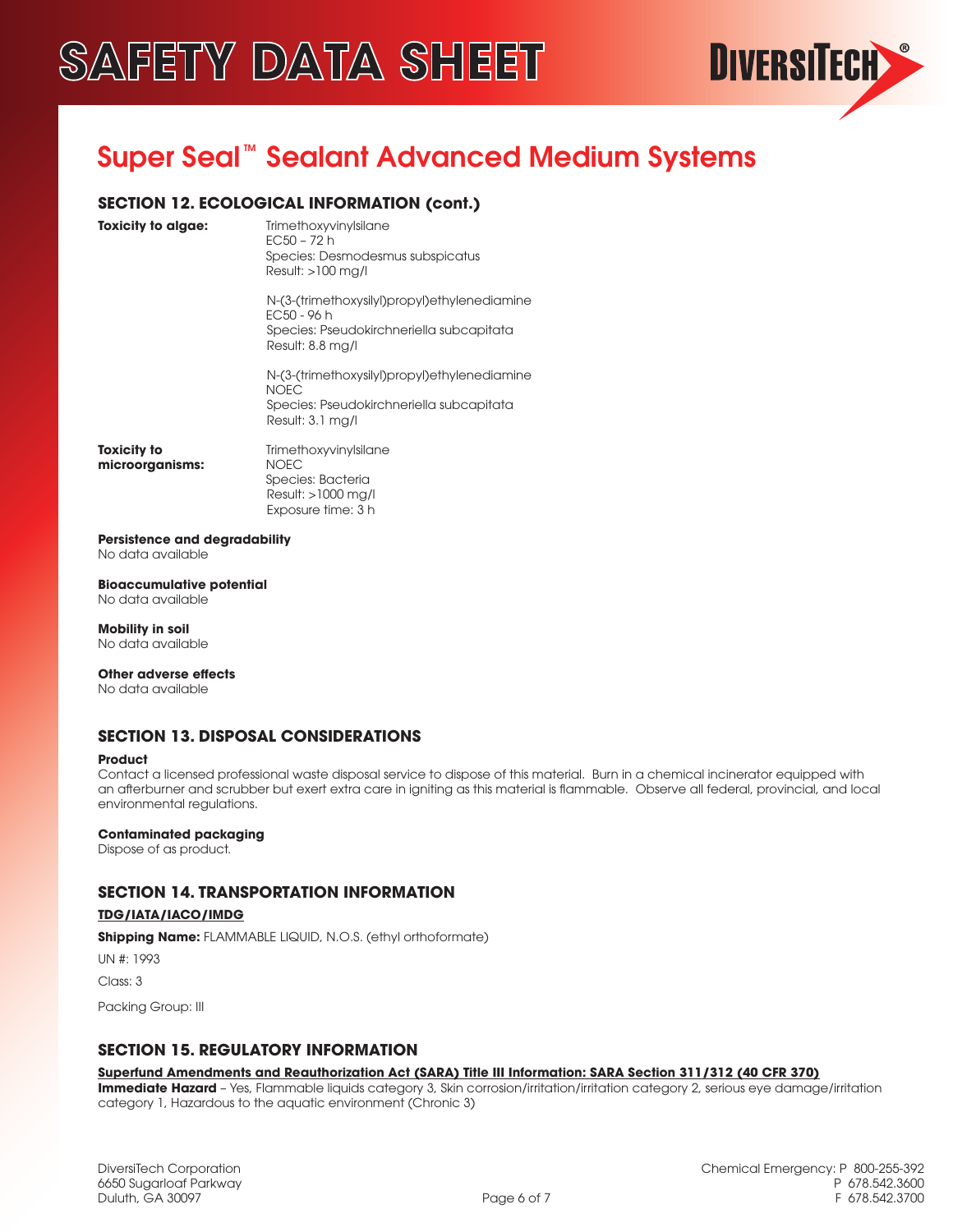# Super Seal™ Sealant Advanced Medium Systems

## SECTION 12. ECOLOGICAL INFORMATION (cont.)

**Toxicity to algae:**

Trimethoxyvinylsilane
EC50 – 72 h
Species: Desmodesmus subspicatus
Result: >100 mg/l

N-(3-(trimethoxysilyl)propyl)ethylenediamine
EC50 - 96 h
Species: Pseudokirchneriella subcapitata
Result: 8.8 mg/l

N-(3-(trimethoxysilyl)propyl)ethylenediamine
NOEC
Species: Pseudokirchneriella subcapitata
Result: 3.1 mg/l

**Toxicity to microorganisms:**

Trimethoxyvinylsilane
NOEC
Species: Bacteria
Result: >1000 mg/l
Exposure time: 3 h

**Persistence and degradability**
No data available

**Bioaccumulative potential**
No data available

**Mobility in soil**
No data available

**Other adverse effects**
No data available

## SECTION 13. DISPOSAL CONSIDERATIONS

**Product**
Contact a licensed professional waste disposal service to dispose of this material. Burn in a chemical incinerator equipped with an afterburner and scrubber but exert extra care in igniting as this material is flammable. Observe all federal, provincial, and local environmental regulations.

**Contaminated packaging**
Dispose of as product.

## SECTION 14. TRANSPORTATION INFORMATION

**TDG/IATA/IACO/IMDG**

**Shipping Name:** FLAMMABLE LIQUID, N.O.S. (ethyl orthoformate)

UN #: 1993

Class: 3

Packing Group: III

## SECTION 15. REGULATORY INFORMATION

**Superfund Amendments and Reauthorization Act (SARA) Title III Information: SARA Section 311/312 (40 CFR 370)**
**Immediate Hazard** – Yes, Flammable liquids category 3, Skin corrosion/irritation/irritation category 2, serious eye damage/irritation category 1, Hazardous to the aquatic environment (Chronic 3)

DiversiTech Corporation
6650 Sugarloaf Parkway
Duluth, GA 30097

Chemical Emergency: P 800-255-392
P 678.542.3600
F 678.542.3700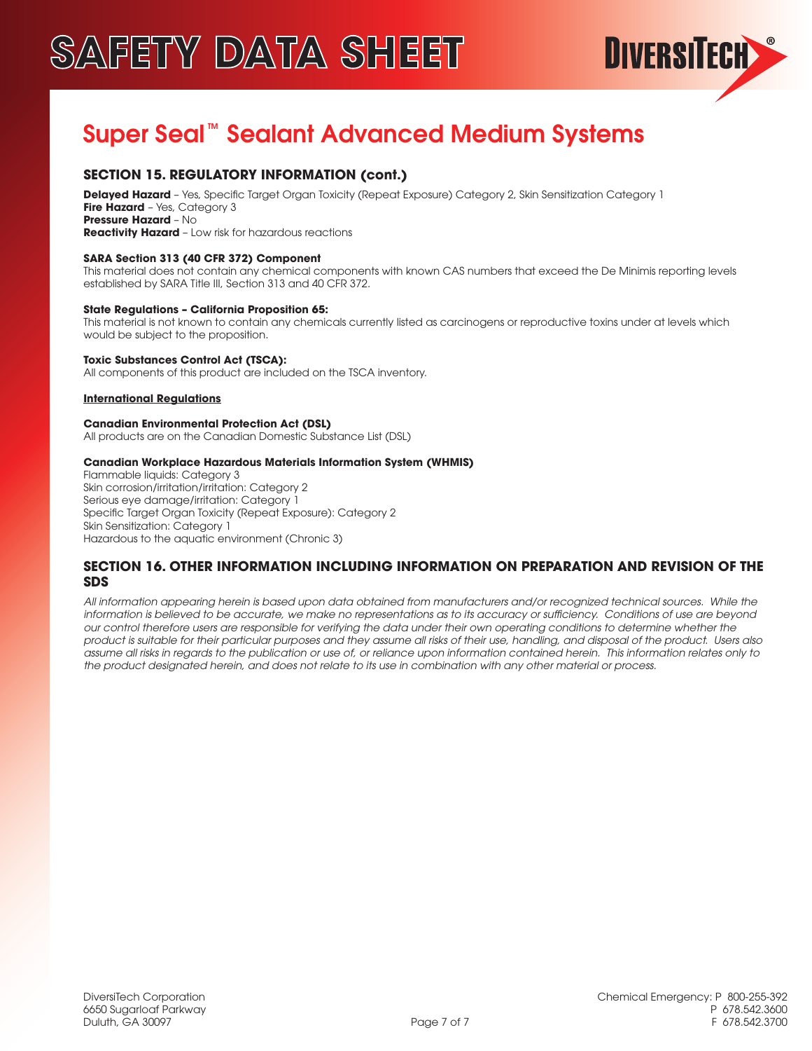# Super Seal™ Sealant Advanced Medium Systems

## SECTION 15. REGULATORY INFORMATION (cont.)

**Delayed Hazard** – Yes, Specific Target Organ Toxicity (Repeat Exposure) Category 2, Skin Sensitization Category 1
**Fire Hazard** – Yes, Category 3
**Pressure Hazard** – No
**Reactivity Hazard** – Low risk for hazardous reactions

**SARA Section 313 (40 CFR 372) Component**
This material does not contain any chemical components with known CAS numbers that exceed the De Minimis reporting levels established by SARA Title III, Section 313 and 40 CFR 372.

**State Regulations – California Proposition 65:**
This material is not known to contain any chemicals currently listed as carcinogens or reproductive toxins under at levels which would be subject to the proposition.

**Toxic Substances Control Act (TSCA):**
All components of this product are included on the TSCA inventory.

**International Regulations**

**Canadian Environmental Protection Act (DSL)**
All products are on the Canadian Domestic Substance List (DSL)

**Canadian Workplace Hazardous Materials Information System (WHMIS)**
Flammable liquids: Category 3
Skin corrosion/irritation/irritation: Category 2
Serious eye damage/irritation: Category 1
Specific Target Organ Toxicity (Repeat Exposure): Category 2
Skin Sensitization: Category 1
Hazardous to the aquatic environment (Chronic 3)

## SECTION 16. OTHER INFORMATION INCLUDING INFORMATION ON PREPARATION AND REVISION OF THE SDS

*All information appearing herein is based upon data obtained from manufacturers and/or recognized technical sources. While the information is believed to be accurate, we make no representations as to its accuracy or sufficiency. Conditions of use are beyond our control therefore users are responsible for verifying the data under their own operating conditions to determine whether the product is suitable for their particular purposes and they assume all risks of their use, handling, and disposal of the product. Users also assume all risks in regards to the publication or use of, or reliance upon information contained herein. This information relates only to the product designated herein, and does not relate to its use in combination with any other material or process.*

DiversiTech Corporation
6650 Sugarloaf Parkway
Duluth, GA 30097

Chemical Emergency: P 800-255-392
P 678.542.3600
F 678.542.3700